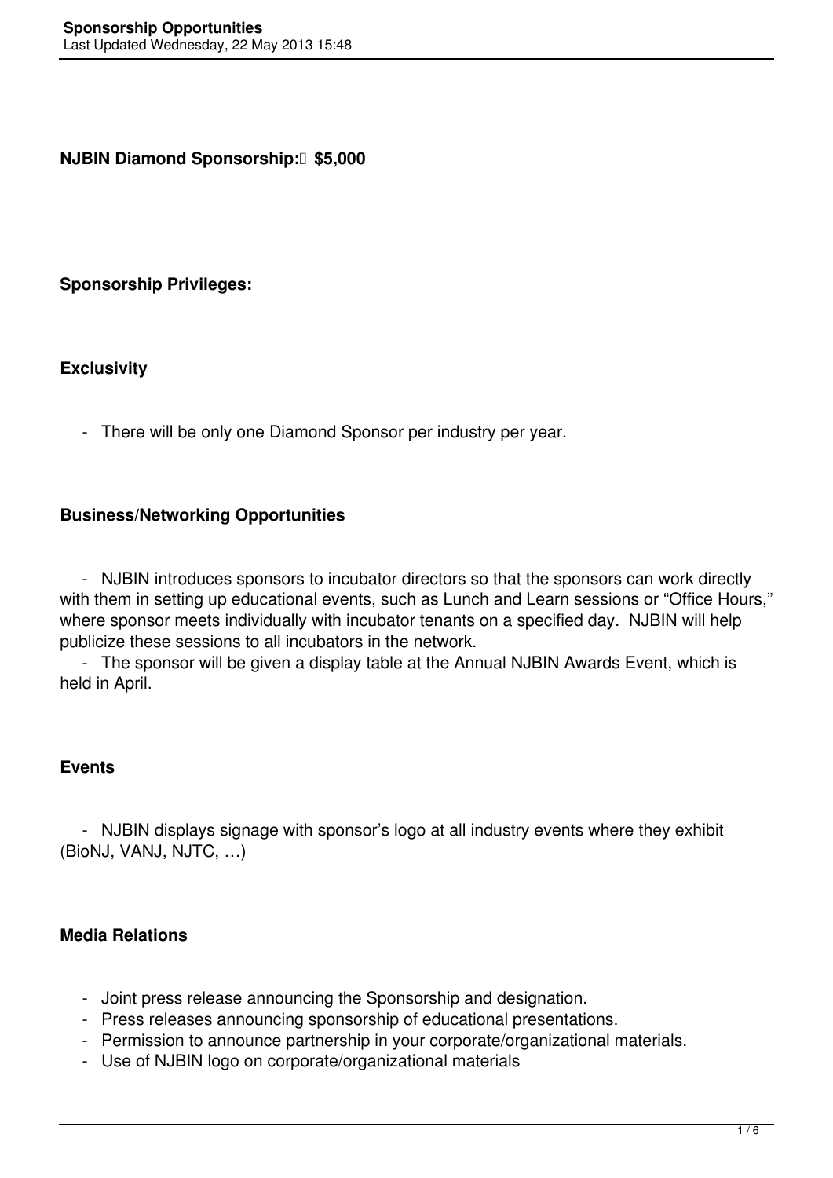**NJBIN Diamond Sponsorship: $5,000**

**Sponsorship Privileges:**

**Exclusivity**

- There will be only one Diamond Sponsor per industry per year.

**Business/Networking Opportunities**

- NJBIN introduces sponsors to incubator directors so that the sponsors can work directly with them in setting up educational events, such as Lunch and Learn sessions or "Office Hours," where sponsor meets individually with incubator tenants on a specified day. NJBIN will help publicize these sessions to all incubators in the network.
- The sponsor will be given a display table at the Annual NJBIN Awards Event, which is held in April.

**Events**

- NJBIN displays signage with sponsor's logo at all industry events where they exhibit (BioNJ, VANJ, NJTC, …)

**Media Relations**

- Joint press release announcing the Sponsorship and designation.
- Press releases announcing sponsorship of educational presentations.
- Permission to announce partnership in your corporate/organizational materials.
- Use of NJBIN logo on corporate/organizational materials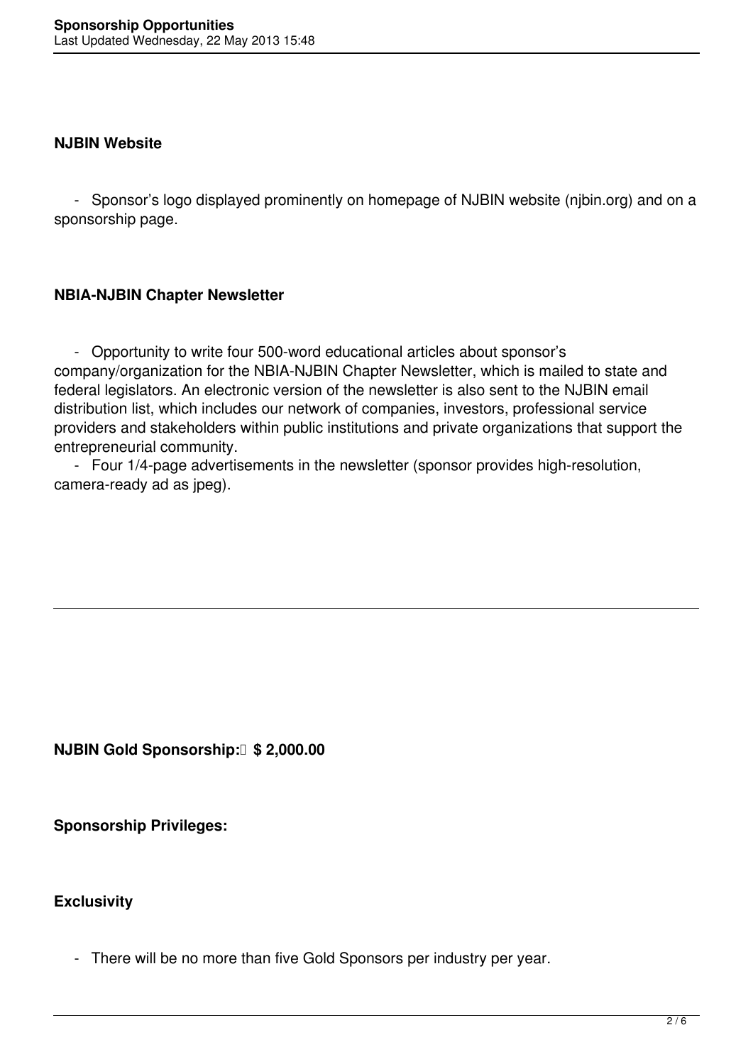**NJBIN Website**

- Sponsor's logo displayed prominently on homepage of NJBIN website (njbin.org) and on a sponsorship page.

**NBIA-NJBIN Chapter Newsletter**

- Opportunity to write four 500-word educational articles about sponsor's company/organization for the NBIA-NJBIN Chapter Newsletter, which is mailed to state and federal legislators. An electronic version of the newsletter is also sent to the NJBIN email distribution list, which includes our network of companies, investors, professional service providers and stakeholders within public institutions and private organizations that support the entrepreneurial community.
- Four 1/4-page advertisements in the newsletter (sponsor provides high-resolution, camera-ready ad as jpeg).

---

**NJBIN Gold Sponsorship: $ 2,000.00**

**Sponsorship Privileges:**

**Exclusivity**

- There will be no more than five Gold Sponsors per industry per year.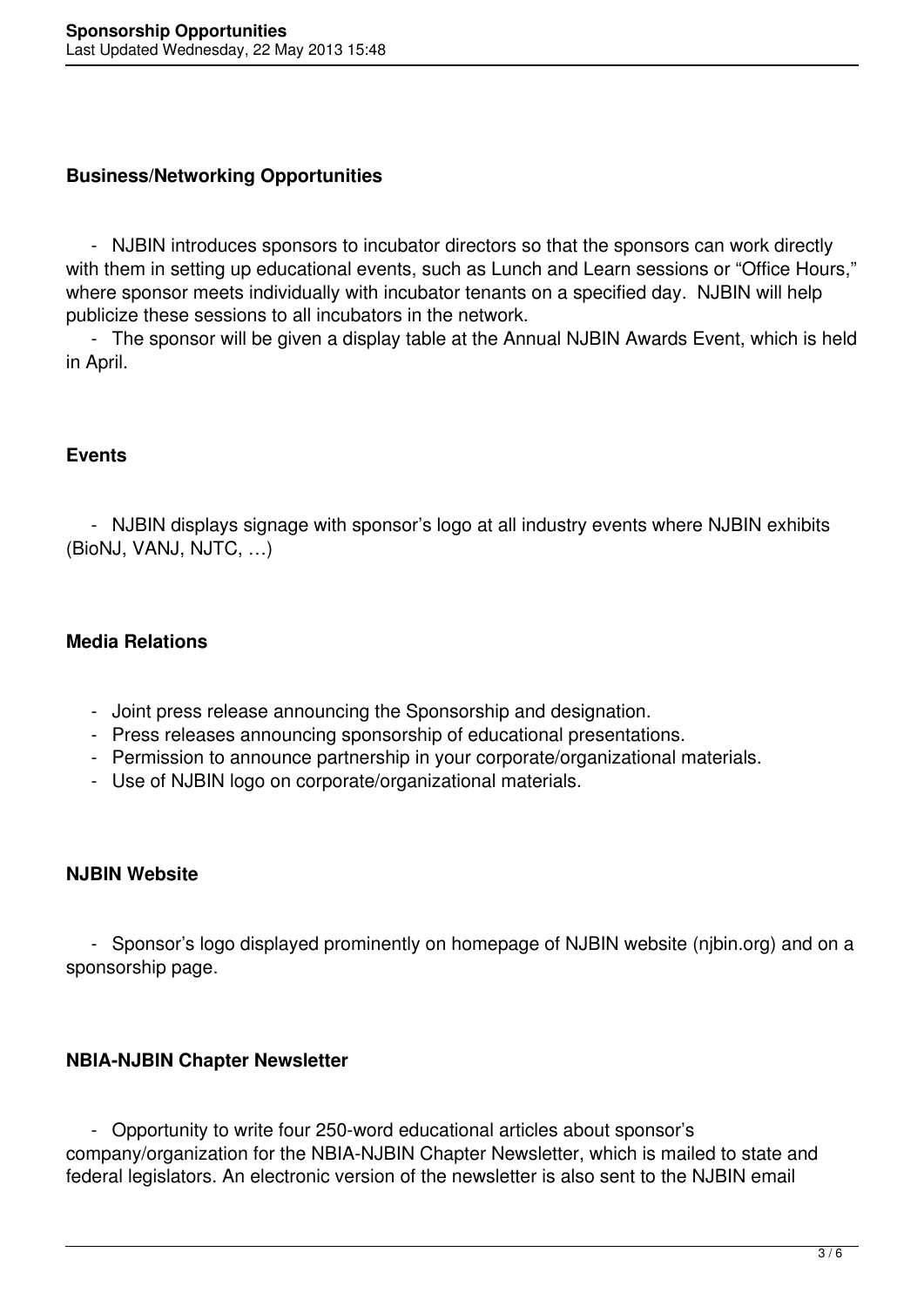**Business/Networking Opportunities**

- NJBIN introduces sponsors to incubator directors so that the sponsors can work directly with them in setting up educational events, such as Lunch and Learn sessions or "Office Hours," where sponsor meets individually with incubator tenants on a specified day. NJBIN will help publicize these sessions to all incubators in the network.
- The sponsor will be given a display table at the Annual NJBIN Awards Event, which is held in April.

**Events**

- NJBIN displays signage with sponsor's logo at all industry events where NJBIN exhibits (BioNJ, VANJ, NJTC, …)

**Media Relations**

- Joint press release announcing the Sponsorship and designation.
- Press releases announcing sponsorship of educational presentations.
- Permission to announce partnership in your corporate/organizational materials.
- Use of NJBIN logo on corporate/organizational materials.

**NJBIN Website**

- Sponsor's logo displayed prominently on homepage of NJBIN website (njbin.org) and on a sponsorship page.

**NBIA-NJBIN Chapter Newsletter**

- Opportunity to write four 250-word educational articles about sponsor's company/organization for the NBIA-NJBIN Chapter Newsletter, which is mailed to state and federal legislators. An electronic version of the newsletter is also sent to the NJBIN email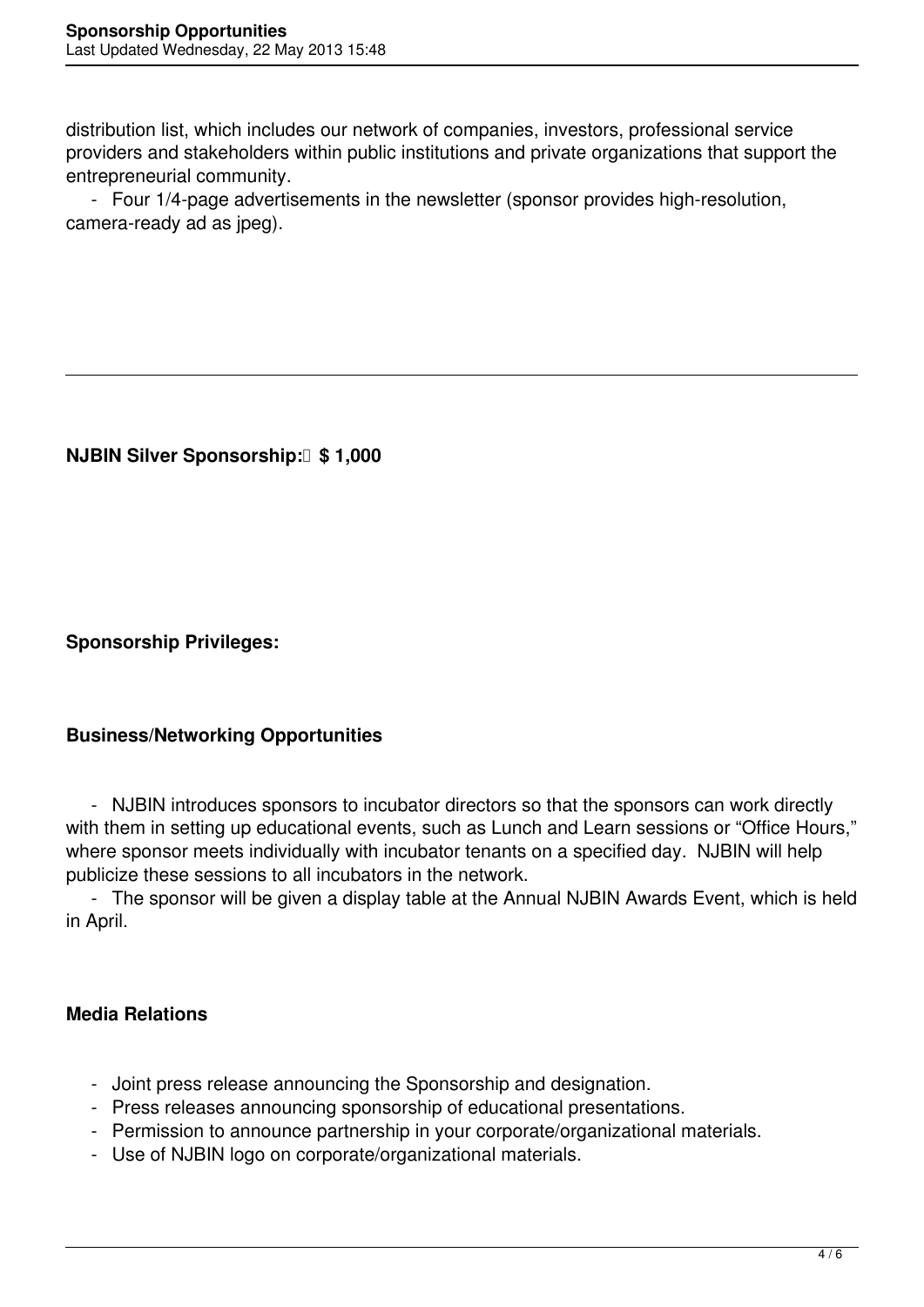distribution list, which includes our network of companies, investors, professional service providers and stakeholders within public institutions and private organizations that support the entrepreneurial community.

- Four 1/4-page advertisements in the newsletter (sponsor provides high-resolution, camera-ready ad as jpeg).

---

**NJBIN Silver Sponsorship:  $ 1,000**

**Sponsorship Privileges:**

**Business/Networking Opportunities**

- NJBIN introduces sponsors to incubator directors so that the sponsors can work directly with them in setting up educational events, such as Lunch and Learn sessions or "Office Hours," where sponsor meets individually with incubator tenants on a specified day. NJBIN will help publicize these sessions to all incubators in the network.
- The sponsor will be given a display table at the Annual NJBIN Awards Event, which is held in April.

**Media Relations**

- Joint press release announcing the Sponsorship and designation.
- Press releases announcing sponsorship of educational presentations.
- Permission to announce partnership in your corporate/organizational materials.
- Use of NJBIN logo on corporate/organizational materials.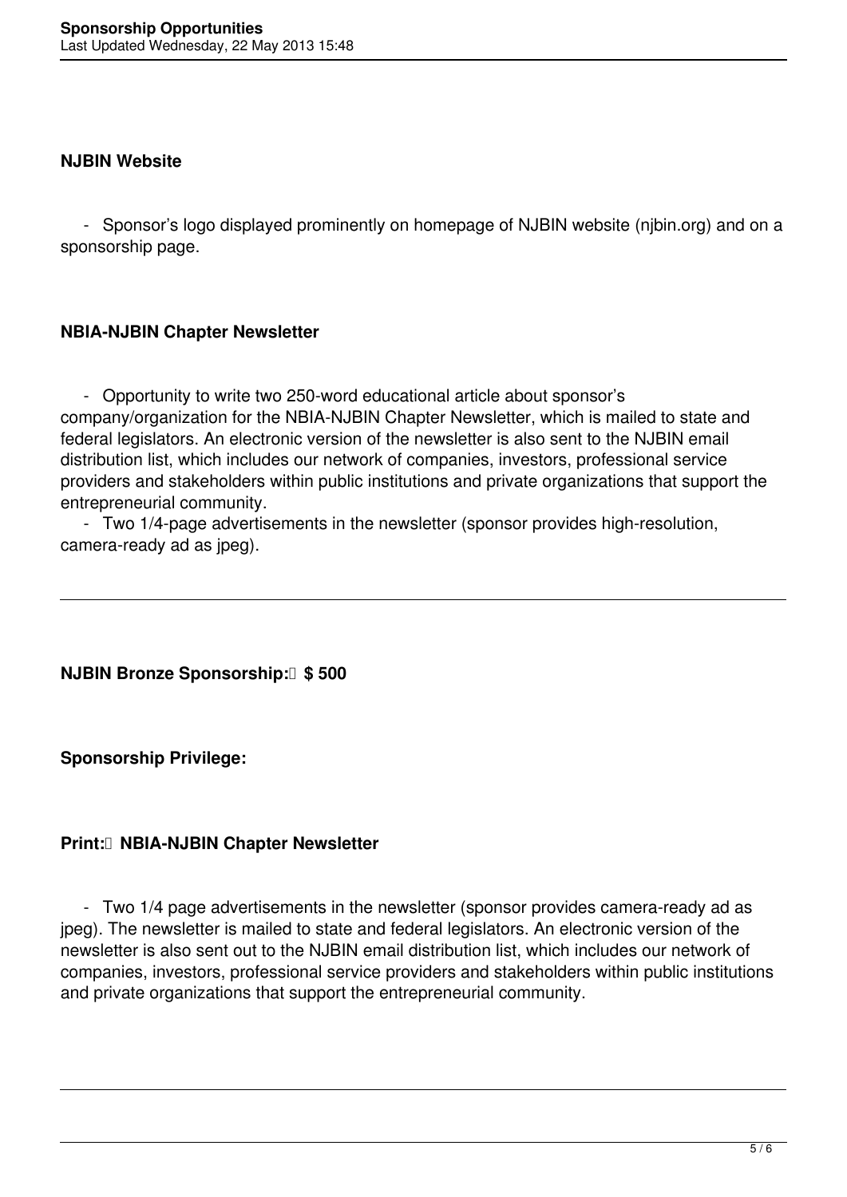**NJBIN Website**

- Sponsor's logo displayed prominently on homepage of NJBIN website (njbin.org) and on a sponsorship page.

**NBIA-NJBIN Chapter Newsletter**

- Opportunity to write two 250-word educational article about sponsor's company/organization for the NBIA-NJBIN Chapter Newsletter, which is mailed to state and federal legislators. An electronic version of the newsletter is also sent to the NJBIN email distribution list, which includes our network of companies, investors, professional service providers and stakeholders within public institutions and private organizations that support the entrepreneurial community.
- Two 1/4-page advertisements in the newsletter (sponsor provides high-resolution, camera-ready ad as jpeg).

---

**NJBIN Bronze Sponsorship: $ 500**

**Sponsorship Privilege:**

**Print: NBIA-NJBIN Chapter Newsletter**

- Two 1/4 page advertisements in the newsletter (sponsor provides camera-ready ad as jpeg). The newsletter is mailed to state and federal legislators. An electronic version of the newsletter is also sent out to the NJBIN email distribution list, which includes our network of companies, investors, professional service providers and stakeholders within public institutions and private organizations that support the entrepreneurial community.

---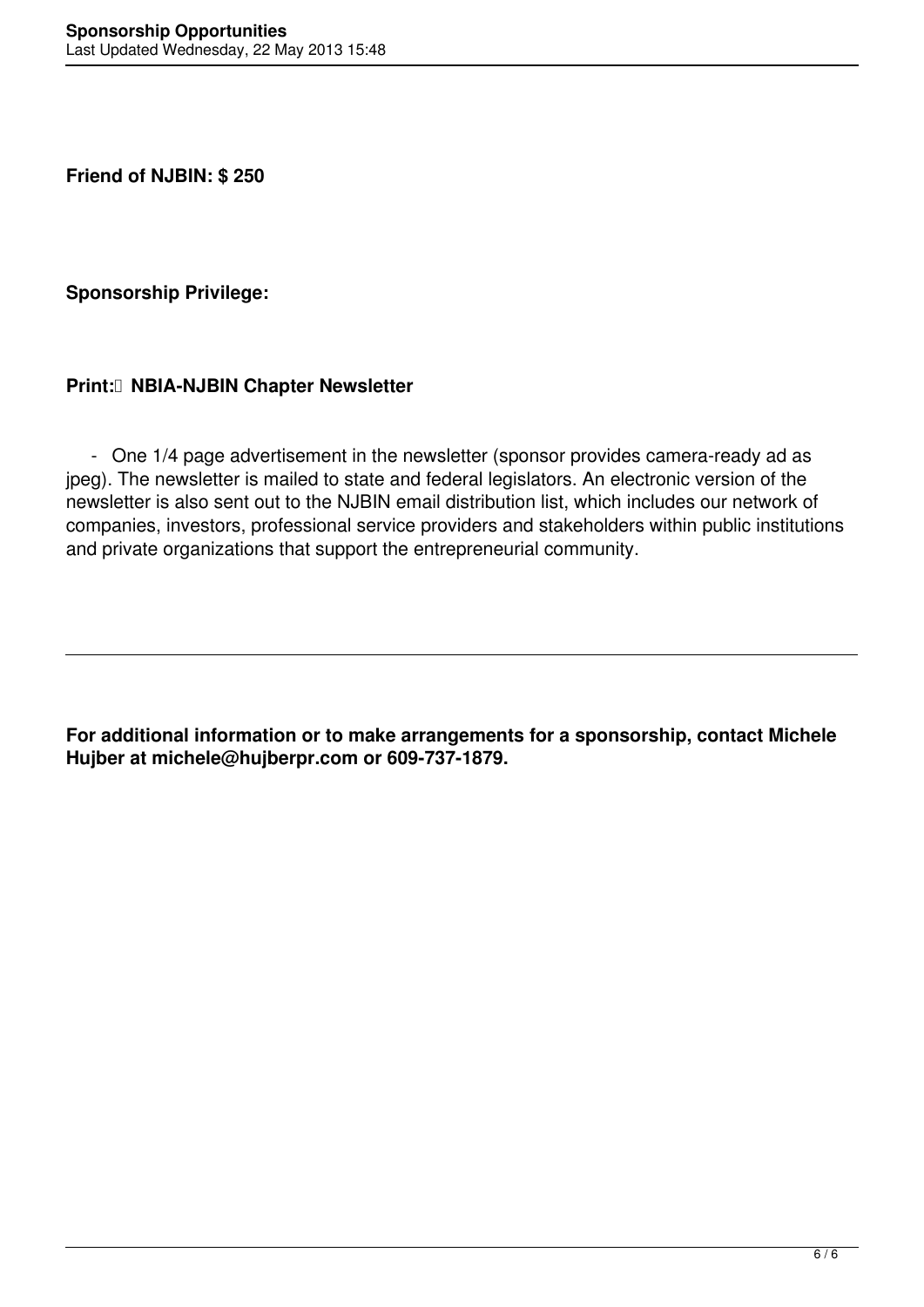**Friend of NJBIN: $ 250**

**Sponsorship Privilege:**

**Print: NBIA-NJBIN Chapter Newsletter**

- One 1/4 page advertisement in the newsletter (sponsor provides camera-ready ad as jpeg). The newsletter is mailed to state and federal legislators. An electronic version of the newsletter is also sent out to the NJBIN email distribution list, which includes our network of companies, investors, professional service providers and stakeholders within public institutions and private organizations that support the entrepreneurial community.

---

**For additional information or to make arrangements for a sponsorship, contact Michele Hujber at michele@hujberpr.com or 609-737-1879.**